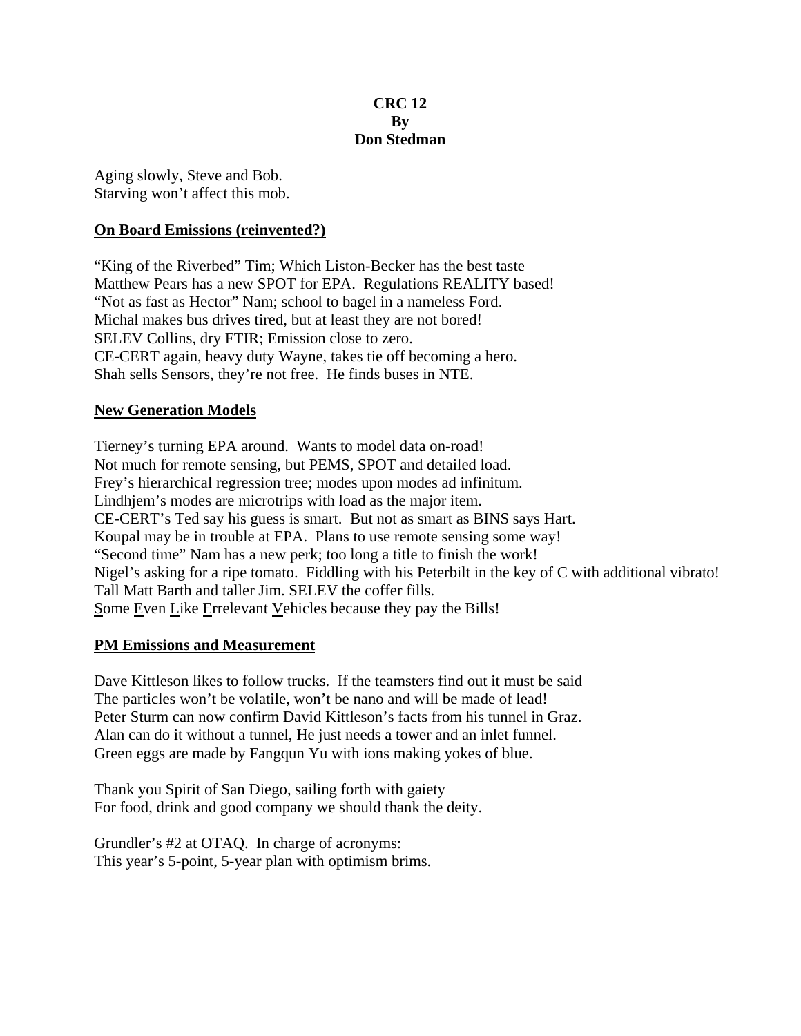**CRC 12**
**By**
**Don Stedman**

Aging slowly, Steve and Bob.
Starving won't affect this mob.

**<u>On Board Emissions (reinvented?)</u>**

"King of the Riverbed" Tim; Which Liston-Becker has the best taste
Matthew Pears has a new SPOT for EPA. Regulations REALITY based!
"Not as fast as Hector" Nam; school to bagel in a nameless Ford.
Michal makes bus drives tired, but at least they are not bored!
SELEV Collins, dry FTIR; Emission close to zero.
CE-CERT again, heavy duty Wayne, takes tie off becoming a hero.
Shah sells Sensors, they're not free. He finds buses in NTE.

**<u>New Generation Models</u>**

Tierney's turning EPA around. Wants to model data on-road!
Not much for remote sensing, but PEMS, SPOT and detailed load.
Frey's hierarchical regression tree; modes upon modes ad infinitum.
Lindhjem's modes are microtrips with load as the major item.
CE-CERT's Ted say his guess is smart. But not as smart as BINS says Hart.
Koupal may be in trouble at EPA. Plans to use remote sensing some way!
"Second time" Nam has a new perk; too long a title to finish the work!
Nigel's asking for a ripe tomato. Fiddling with his Peterbilt in the key of C with additional vibrato!
Tall Matt Barth and taller Jim. SELEV the coffer fills.
<u>S</u>ome <u>E</u>ven <u>L</u>ike <u>E</u>rrelevant <u>V</u>ehicles because they pay the Bills!

**<u>PM Emissions and Measurement</u>**

Dave Kittleson likes to follow trucks. If the teamsters find out it must be said
The particles won't be volatile, won't be nano and will be made of lead!
Peter Sturm can now confirm David Kittleson's facts from his tunnel in Graz.
Alan can do it without a tunnel, He just needs a tower and an inlet funnel.
Green eggs are made by Fangqun Yu with ions making yokes of blue.

Thank you Spirit of San Diego, sailing forth with gaiety
For food, drink and good company we should thank the deity.

Grundler's #2 at OTAQ. In charge of acronyms:
This year's 5-point, 5-year plan with optimism brims.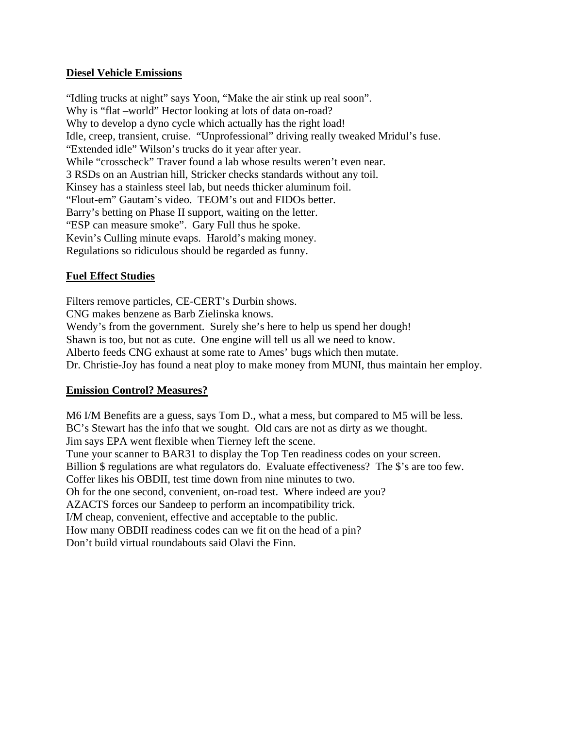## Diesel Vehicle Emissions

"Idling trucks at night" says Yoon, "Make the air stink up real soon".
Why is "flat –world" Hector looking at lots of data on-road?
Why to develop a dyno cycle which actually has the right load!
Idle, creep, transient, cruise. "Unprofessional" driving really tweaked Mridul's fuse.
"Extended idle" Wilson's trucks do it year after year.
While "crosscheck" Traver found a lab whose results weren't even near.
3 RSDs on an Austrian hill, Stricker checks standards without any toil.
Kinsey has a stainless steel lab, but needs thicker aluminum foil.
"Flout-em" Gautam's video. TEOM's out and FIDOs better.
Barry's betting on Phase II support, waiting on the letter.
"ESP can measure smoke". Gary Full thus he spoke.
Kevin's Culling minute evaps. Harold's making money.
Regulations so ridiculous should be regarded as funny.

## Fuel Effect Studies

Filters remove particles, CE-CERT's Durbin shows.
CNG makes benzene as Barb Zielinska knows.
Wendy's from the government. Surely she's here to help us spend her dough!
Shawn is too, but not as cute. One engine will tell us all we need to know.
Alberto feeds CNG exhaust at some rate to Ames' bugs which then mutate.
Dr. Christie-Joy has found a neat ploy to make money from MUNI, thus maintain her employ.

## Emission Control? Measures?

M6 I/M Benefits are a guess, says Tom D., what a mess, but compared to M5 will be less.
BC's Stewart has the info that we sought. Old cars are not as dirty as we thought.
Jim says EPA went flexible when Tierney left the scene.
Tune your scanner to BAR31 to display the Top Ten readiness codes on your screen.
Billion $ regulations are what regulators do. Evaluate effectiveness? The $'s are too few.
Coffer likes his OBDII, test time down from nine minutes to two.
Oh for the one second, convenient, on-road test. Where indeed are you?
AZACTS forces our Sandeep to perform an incompatibility trick.
I/M cheap, convenient, effective and acceptable to the public.
How many OBDII readiness codes can we fit on the head of a pin?
Don't build virtual roundabouts said Olavi the Finn.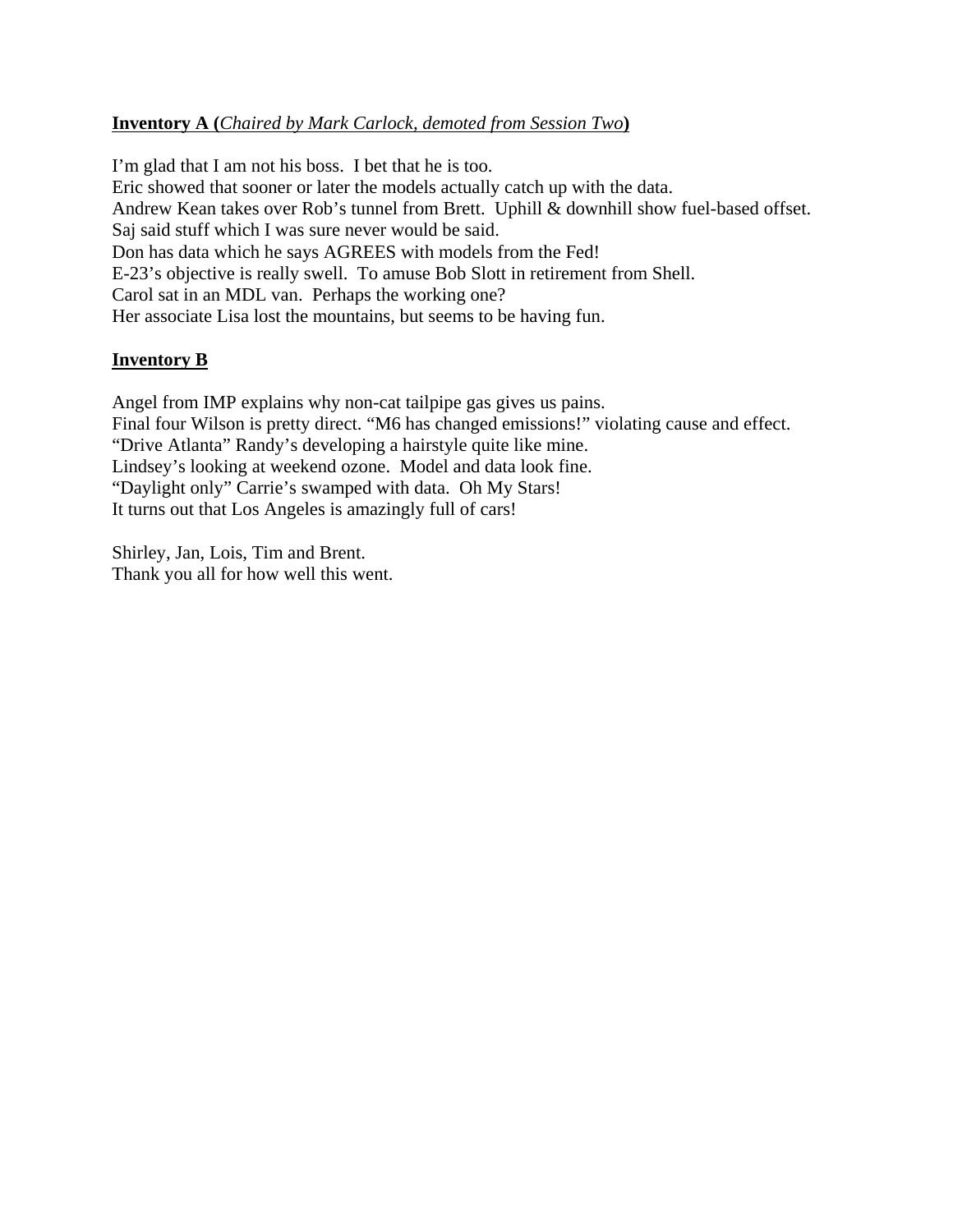**Inventory A (*Chaired by Mark Carlock, demoted from Session Two*)**

I'm glad that I am not his boss.  I bet that he is too.
Eric showed that sooner or later the models actually catch up with the data.
Andrew Kean takes over Rob's tunnel from Brett.  Uphill & downhill show fuel-based offset.
Saj said stuff which I was sure never would be said.
Don has data which he says AGREES with models from the Fed!
E-23's objective is really swell.  To amuse Bob Slott in retirement from Shell.
Carol sat in an MDL van.  Perhaps the working one?
Her associate Lisa lost the mountains, but seems to be having fun.

**Inventory B**

Angel from IMP explains why non-cat tailpipe gas gives us pains.
Final four Wilson is pretty direct. "M6 has changed emissions!" violating cause and effect.
"Drive Atlanta" Randy's developing a hairstyle quite like mine.
Lindsey's looking at weekend ozone.  Model and data look fine.
"Daylight only" Carrie's swamped with data.  Oh My Stars!
It turns out that Los Angeles is amazingly full of cars!

Shirley, Jan, Lois, Tim and Brent.
Thank you all for how well this went.